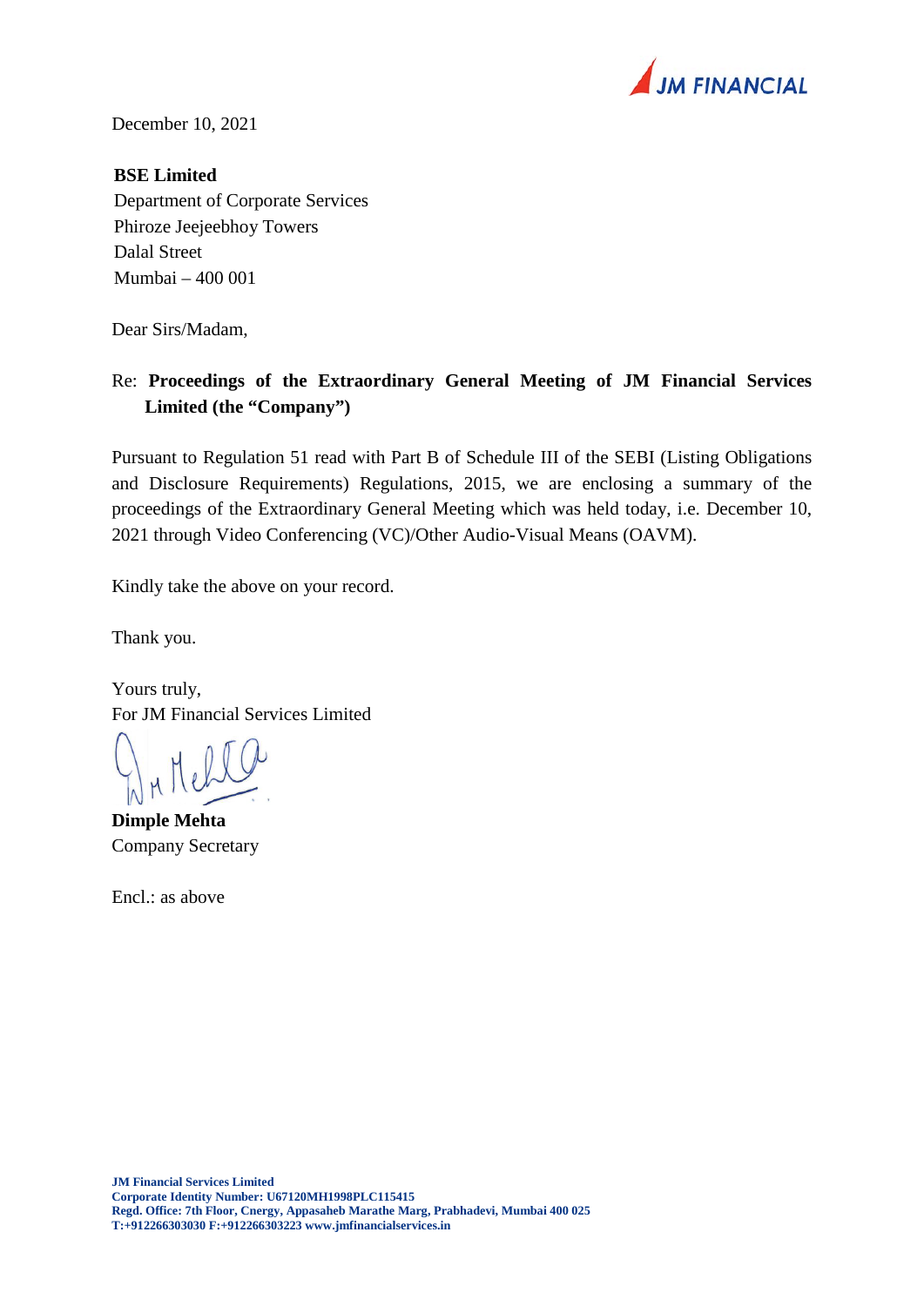JM FINANCIAL

December 10, 2021

**BSE Limited**
Department of Corporate Services
Phiroze Jeejeebhoy Towers
Dalal Street
Mumbai – 400 001

Dear Sirs/Madam,

Re: **Proceedings of the Extraordinary General Meeting of JM Financial Services Limited (the "Company")**

Pursuant to Regulation 51 read with Part B of Schedule III of the SEBI (Listing Obligations and Disclosure Requirements) Regulations, 2015, we are enclosing a summary of the proceedings of the Extraordinary General Meeting which was held today, i.e. December 10, 2021 through Video Conferencing (VC)/Other Audio-Visual Means (OAVM).

Kindly take the above on your record.

Thank you.

Yours truly,
For JM Financial Services Limited

**Dimple Mehta**
Company Secretary

Encl.: as above

**JM Financial Services Limited**
**Corporate Identity Number: U67120MH1998PLC115415**
**Regd. Office: 7th Floor, Cnergy, Appasaheb Marathe Marg, Prabhadevi, Mumbai 400 025**
**T:+912266303030 F:+912266303223 www.jmfinancialservices.in**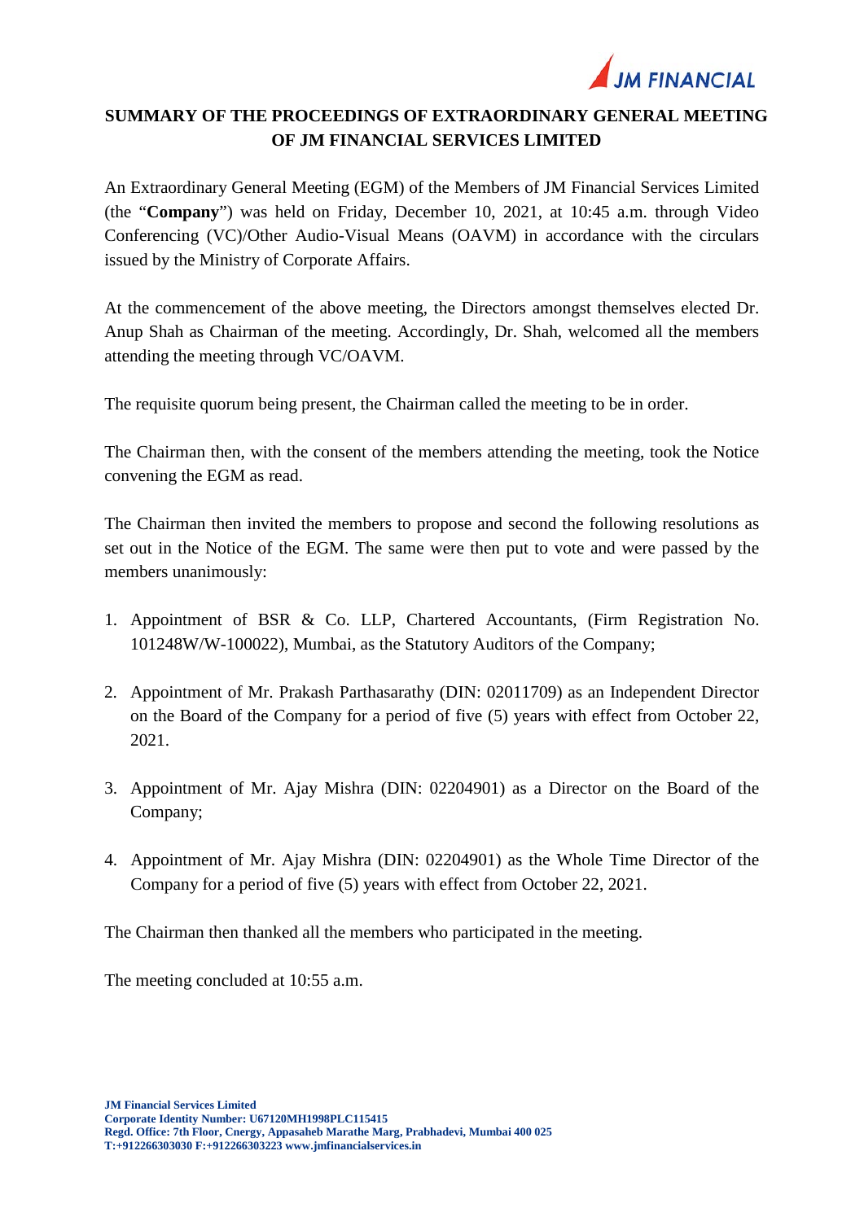## SUMMARY OF THE PROCEEDINGS OF EXTRAORDINARY GENERAL MEETING OF JM FINANCIAL SERVICES LIMITED

An Extraordinary General Meeting (EGM) of the Members of JM Financial Services Limited (the "**Company**") was held on Friday, December 10, 2021, at 10:45 a.m. through Video Conferencing (VC)/Other Audio-Visual Means (OAVM) in accordance with the circulars issued by the Ministry of Corporate Affairs.

At the commencement of the above meeting, the Directors amongst themselves elected Dr. Anup Shah as Chairman of the meeting. Accordingly, Dr. Shah, welcomed all the members attending the meeting through VC/OAVM.

The requisite quorum being present, the Chairman called the meeting to be in order.

The Chairman then, with the consent of the members attending the meeting, took the Notice convening the EGM as read.

The Chairman then invited the members to propose and second the following resolutions as set out in the Notice of the EGM. The same were then put to vote and were passed by the members unanimously:

1. Appointment of BSR & Co. LLP, Chartered Accountants, (Firm Registration No. 101248W/W-100022), Mumbai, as the Statutory Auditors of the Company;

2. Appointment of Mr. Prakash Parthasarathy (DIN: 02011709) as an Independent Director on the Board of the Company for a period of five (5) years with effect from October 22, 2021.

3. Appointment of Mr. Ajay Mishra (DIN: 02204901) as a Director on the Board of the Company;

4. Appointment of Mr. Ajay Mishra (DIN: 02204901) as the Whole Time Director of the Company for a period of five (5) years with effect from October 22, 2021.

The Chairman then thanked all the members who participated in the meeting.

The meeting concluded at 10:55 a.m.